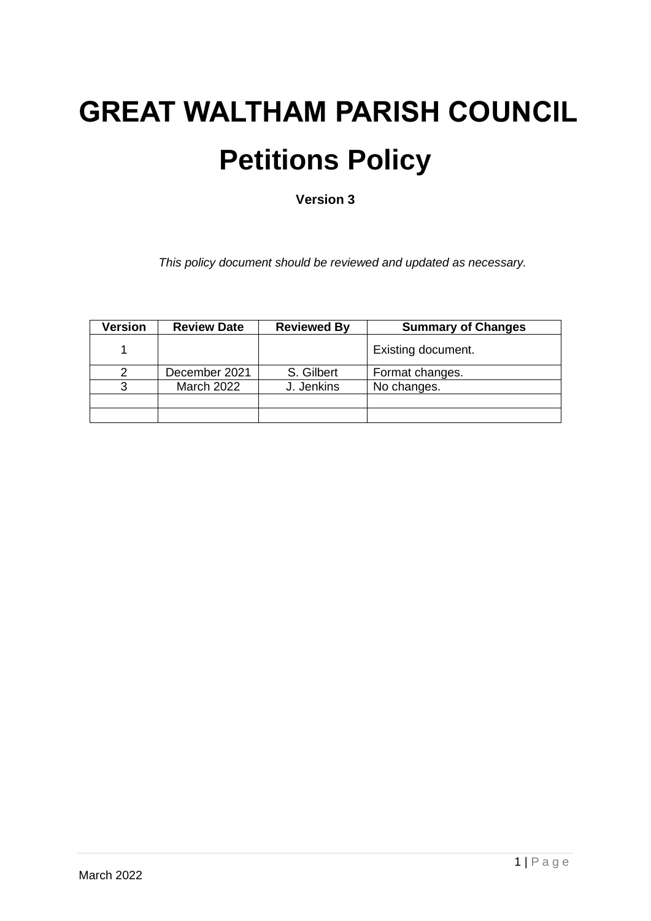# GREAT WALTHAM PARISH COUNCIL

# Petitions Policy

**Version 3**

*This policy document should be reviewed and updated as necessary.*

| Version | Review Date | Reviewed By | Summary of Changes |
|---|---|---|---|
| 1 | | | Existing document. |
| 2 | December 2021 | S. Gilbert | Format changes. |
| 3 | March 2022 | J. Jenkins | No changes. |
| | | | |
| | | | |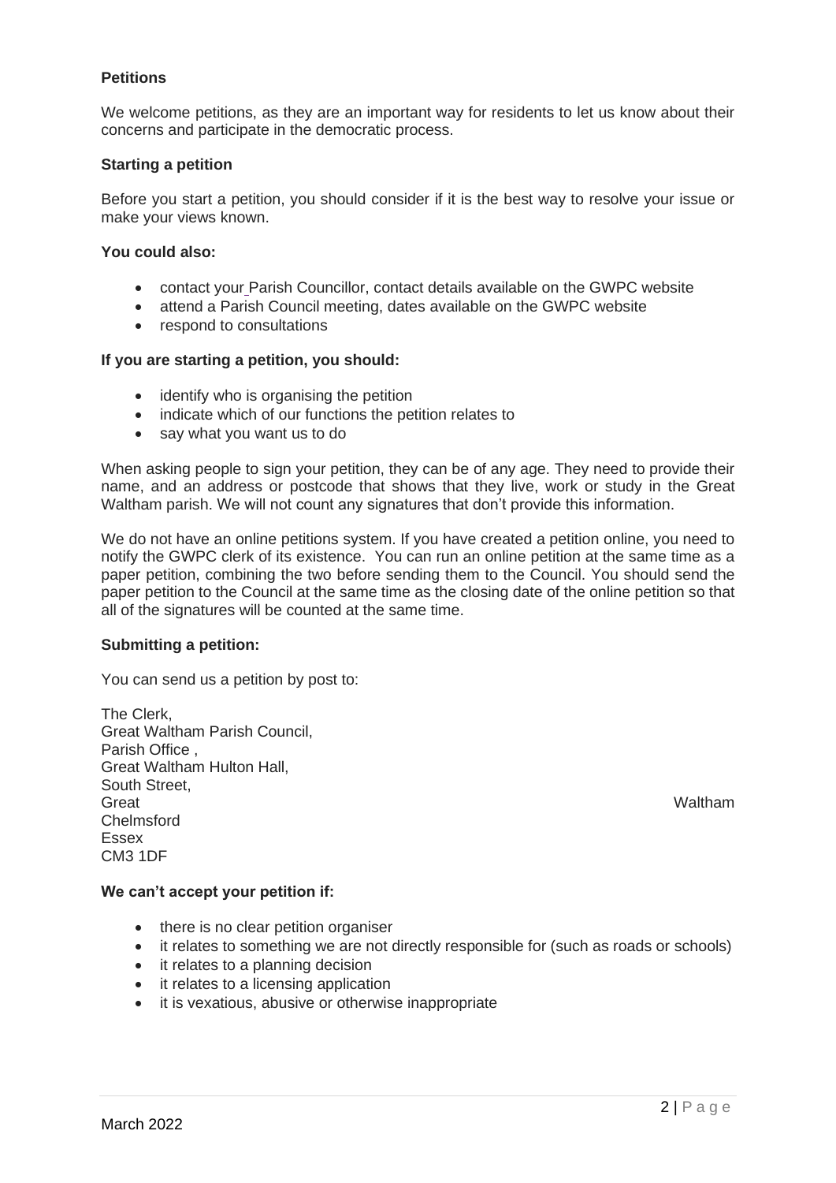### Petitions

We welcome petitions, as they are an important way for residents to let us know about their concerns and participate in the democratic process.

### Starting a petition

Before you start a petition, you should consider if it is the best way to resolve your issue or make your views known.

**You could also:**

- contact your Parish Councillor, contact details available on the GWPC website
- attend a Parish Council meeting, dates available on the GWPC website
- respond to consultations

**If you are starting a petition, you should:**

- identify who is organising the petition
- indicate which of our functions the petition relates to
- say what you want us to do

When asking people to sign your petition, they can be of any age. They need to provide their name, and an address or postcode that shows that they live, work or study in the Great Waltham parish. We will not count any signatures that don't provide this information.

We do not have an online petitions system. If you have created a petition online, you need to notify the GWPC clerk of its existence. You can run an online petition at the same time as a paper petition, combining the two before sending them to the Council. You should send the paper petition to the Council at the same time as the closing date of the online petition so that all of the signatures will be counted at the same time.

### Submitting a petition:

You can send us a petition by post to:

The Clerk,
Great Waltham Parish Council,
Parish Office ,
Great Waltham Hulton Hall,
South Street,
Great Waltham
Chelmsford
Essex
CM3 1DF

**We can't accept your petition if:**

- there is no clear petition organiser
- it relates to something we are not directly responsible for (such as roads or schools)
- it relates to a planning decision
- it relates to a licensing application
- it is vexatious, abusive or otherwise inappropriate

March 2022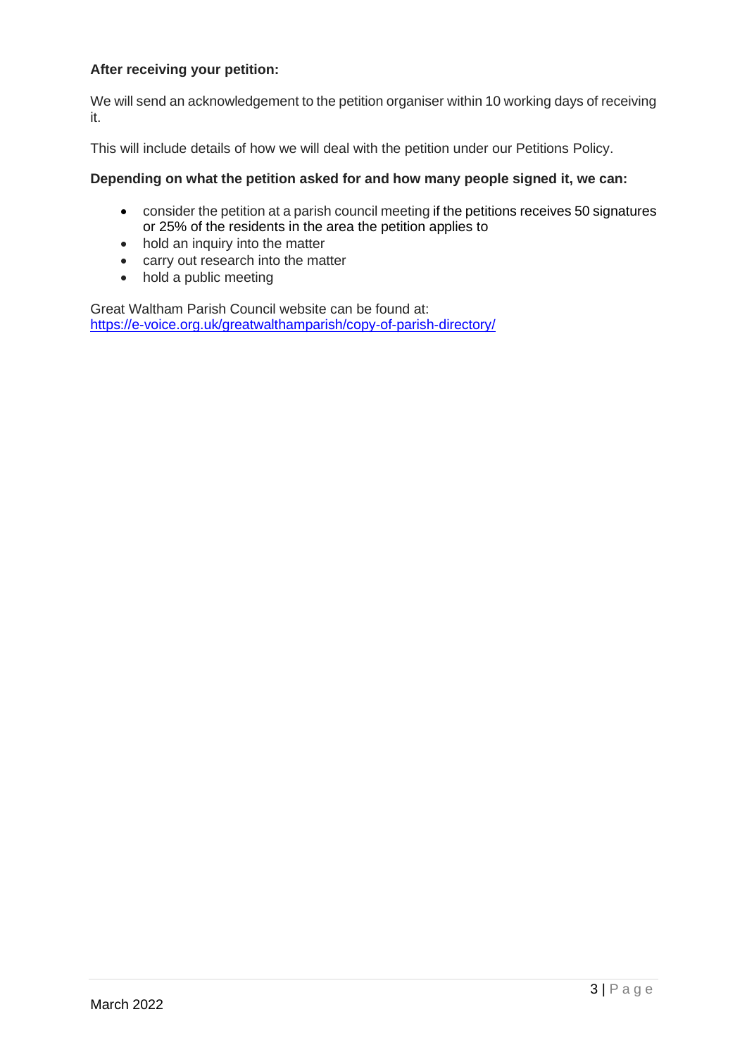**After receiving your petition:**

We will send an acknowledgement to the petition organiser within 10 working days of receiving it.

This will include details of how we will deal with the petition under our Petitions Policy.

**Depending on what the petition asked for and how many people signed it, we can:**

- consider the petition at a parish council meeting if the petitions receives 50 signatures or 25% of the residents in the area the petition applies to
- hold an inquiry into the matter
- carry out research into the matter
- hold a public meeting

Great Waltham Parish Council website can be found at:
https://e-voice.org.uk/greatwalthamparish/copy-of-parish-directory/

March 2022